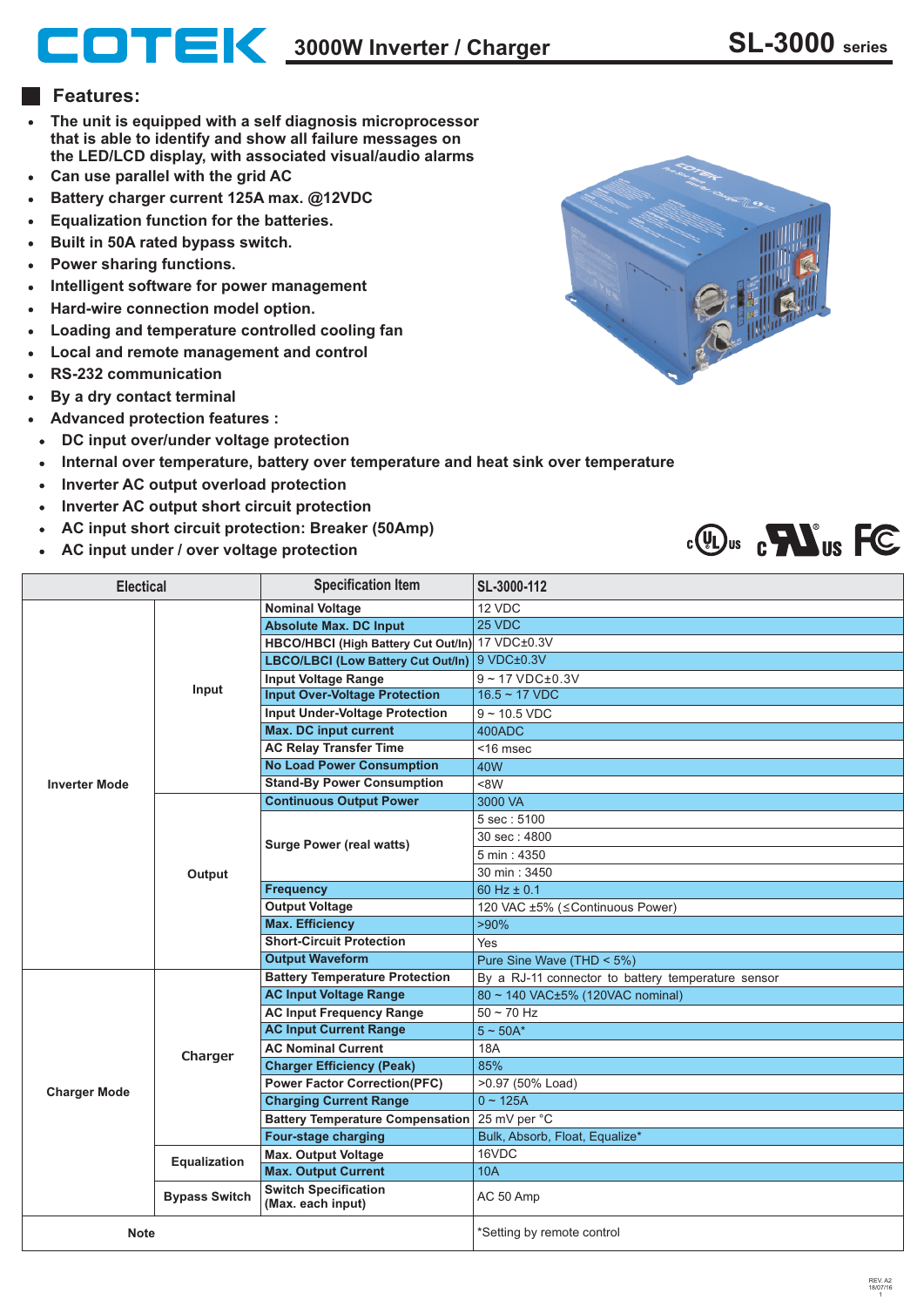# COTEK 3000W Inverter / Charger SL-3000 series

## Features:

- The unit is equipped with a self diagnosis microprocessor that is able to identify and show all failure messages on the LED/LCD display, with associated visual/audio alarms
- Can use parallel with the grid AC
- Battery charger current 125A max. @12VDC
- Equalization function for the batteries.
- Built in 50A rated bypass switch.
- Power sharing functions.
- Intelligent software for power management
- Hard-wire connection model option.
- Loading and temperature controlled cooling fan
- Local and remote management and control
- RS-232 communication
- By a dry contact terminal
- Advanced protection features :
  - DC input over/under voltage protection
  - Internal over temperature, battery over temperature and heat sink over temperature
  - Inverter AC output overload protection
  - Inverter AC output short circuit protection
  - AC input short circuit protection: Breaker (50Amp)
  - AC input under / over voltage protection

| Electical | | Specification Item | SL-3000-112 |
|---|---|---|---|
| Inverter Mode | Input | Nominal Voltage | 12 VDC |
| | | Absolute Max. DC Input | 25 VDC |
| | | HBCO/HBCI (High Battery Cut Out/In) | 17 VDC±0.3V |
| | | LBCO/LBCI (Low Battery Cut Out/In) | 9 VDC±0.3V |
| | | Input Voltage Range | 9 ~ 17 VDC±0.3V |
| | | Input Over-Voltage Protection | 16.5 ~ 17 VDC |
| | | Input Under-Voltage Protection | 9 ~ 10.5 VDC |
| | | Max. DC input current | 400ADC |
| | | AC Relay Transfer Time | <16 msec |
| | | No Load Power Consumption | 40W |
| | | Stand-By Power Consumption | <8W |
| | Output | Continuous Output Power | 3000 VA |
| | | Surge Power (real watts) | 5 sec : 5100 |
| | | | 30 sec : 4800 |
| | | | 5 min : 4350 |
| | | | 30 min : 3450 |
| | | Frequency | 60 Hz ± 0.1 |
| | | Output Voltage | 120 VAC ±5% (≤Continuous Power) |
| | | Max. Efficiency | >90% |
| | | Short-Circuit Protection | Yes |
| | | Output Waveform | Pure Sine Wave (THD < 5%) |
| Charger Mode | Charger | Battery Temperature Protection | By a RJ-11 connector to battery temperature sensor |
| | | AC Input Voltage Range | 80 ~ 140 VAC±5% (120VAC nominal) |
| | | AC Input Frequency Range | 50 ~ 70 Hz |
| | | AC Input Current Range | 5 ~ 50A* |
| | | AC Nominal Current | 18A |
| | | Charger Efficiency (Peak) | 85% |
| | | Power Factor Correction(PFC) | >0.97 (50% Load) |
| | | Charging Current Range | 0 ~ 125A |
| | | Battery Temperature Compensation | 25 mV per °C |
| | | Four-stage charging | Bulk, Absorb, Float, Equalize* |
| | Equalization | Max. Output Voltage | 16VDC |
| | | Max. Output Current | 10A |
| | Bypass Switch | Switch Specification (Max. each input) | AC 50 Amp |
| Note | | | *Setting by remote control |

REV. A2 18/07/16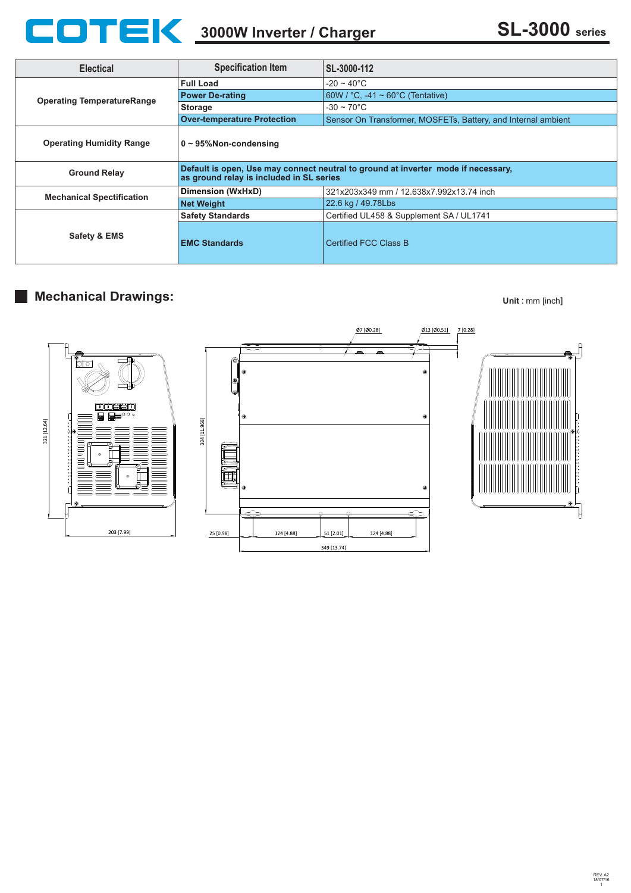# COTEK 3000W Inverter / Charger SL-3000 series

| Electical | Specification Item | SL-3000-112 |
|---|---|---|
| Operating TemperatureRange | Full Load | -20 ~ 40°C |
| | Power De-rating | 60W / °C, -41 ~ 60°C (Tentative) |
| | Storage | -30 ~ 70°C |
| | Over-temperature Protection | Sensor On Transformer, MOSFETs, Battery, and Internal ambient |
| Operating Humidity Range | 0 ~ 95%Non-condensing | |
| Ground Relay | Default is open, Use may connect neutral to ground at inverter mode if necessary, as ground relay is included in SL series | |
| Mechanical Spectification | Dimension (WxHxD) | 321x203x349 mm / 12.638x7.992x13.74 inch |
| | Net Weight | 22.6 kg / 49.78Lbs |
| Safety & EMS | Safety Standards | Certified UL458 & Supplement SA / UL1741 |
| | EMC Standards | Certified FCC Class B |

## Mechanical Drawings:

**Unit** : mm [inch]

Ø7 [Ø0.28]
Ø13 [Ø0.51]
7 [0.28]
321 [12.64]
304 [11.968]
203 [7.99]
25 [0.98]
124 [4.88]
51 [2.01]
124 [4.88]
349 [13.74]

REV. A2
18/07/16